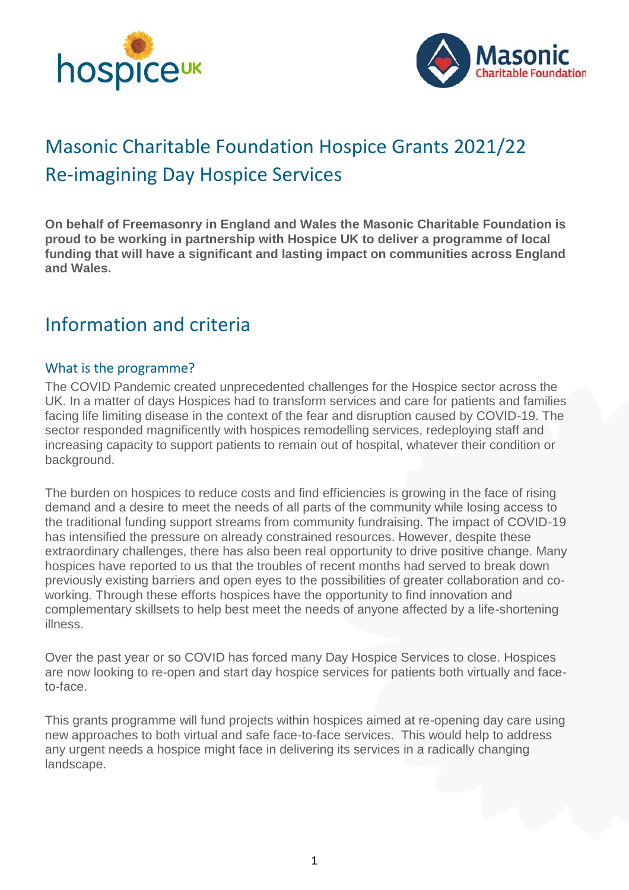# Masonic Charitable Foundation Hospice Grants 2021/22
# Re-imagining Day Hospice Services

**On behalf of Freemasonry in England and Wales the Masonic Charitable Foundation is proud to be working in partnership with Hospice UK to deliver a programme of local funding that will have a significant and lasting impact on communities across England and Wales.**

## Information and criteria

### What is the programme?

The COVID Pandemic created unprecedented challenges for the Hospice sector across the UK. In a matter of days Hospices had to transform services and care for patients and families facing life limiting disease in the context of the fear and disruption caused by COVID-19. The sector responded magnificently with hospices remodelling services, redeploying staff and increasing capacity to support patients to remain out of hospital, whatever their condition or background.

The burden on hospices to reduce costs and find efficiencies is growing in the face of rising demand and a desire to meet the needs of all parts of the community while losing access to the traditional funding support streams from community fundraising. The impact of COVID-19 has intensified the pressure on already constrained resources. However, despite these extraordinary challenges, there has also been real opportunity to drive positive change. Many hospices have reported to us that the troubles of recent months had served to break down previously existing barriers and open eyes to the possibilities of greater collaboration and co-working. Through these efforts hospices have the opportunity to find innovation and complementary skillsets to help best meet the needs of anyone affected by a life-shortening illness.

Over the past year or so COVID has forced many Day Hospice Services to close. Hospices are now looking to re-open and start day hospice services for patients both virtually and face-to-face.

This grants programme will fund projects within hospices aimed at re-opening day care using new approaches to both virtual and safe face-to-face services. This would help to address any urgent needs a hospice might face in delivering its services in a radically changing landscape.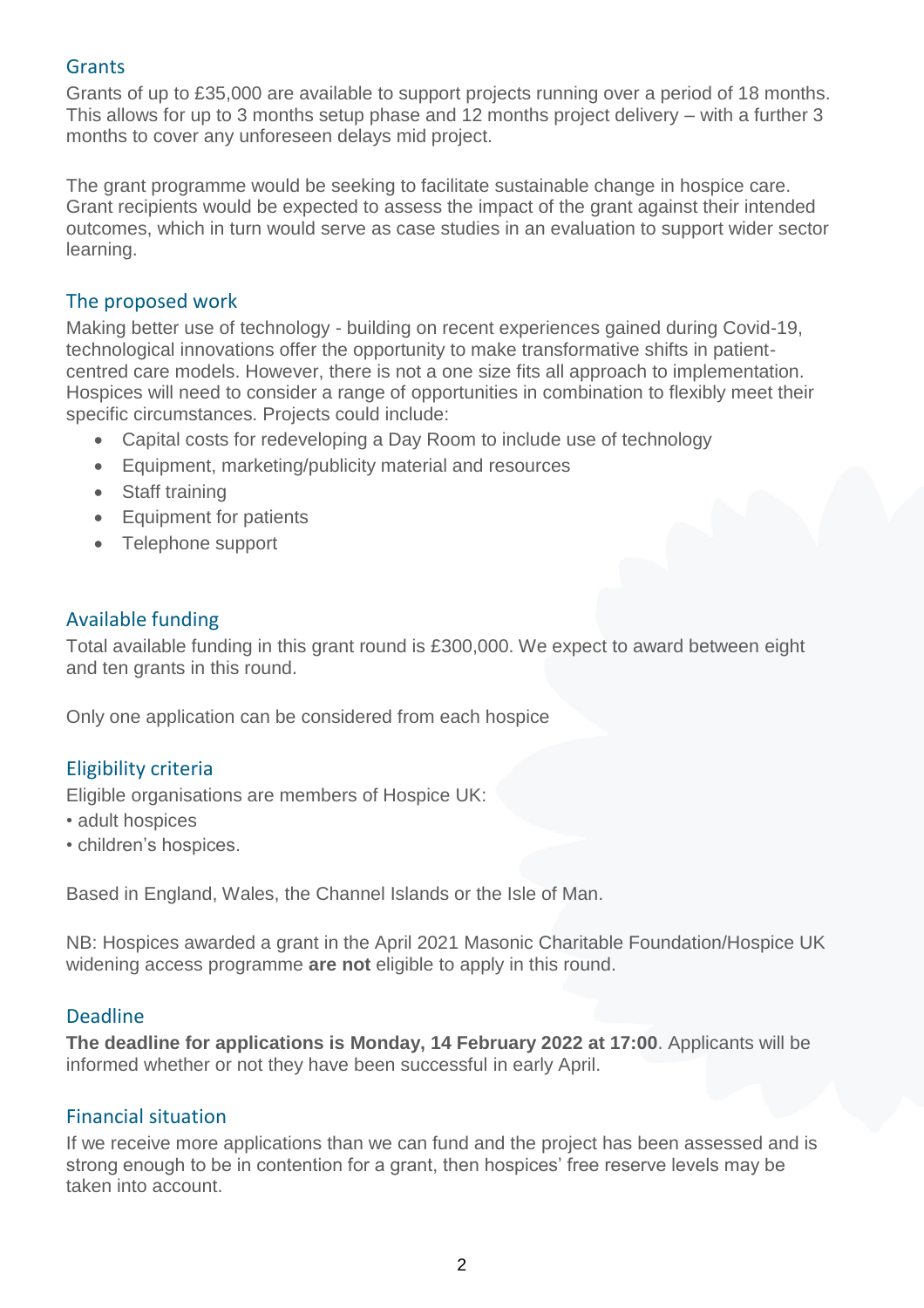## Grants

Grants of up to £35,000 are available to support projects running over a period of 18 months. This allows for up to 3 months setup phase and 12 months project delivery – with a further 3 months to cover any unforeseen delays mid project.

The grant programme would be seeking to facilitate sustainable change in hospice care. Grant recipients would be expected to assess the impact of the grant against their intended outcomes, which in turn would serve as case studies in an evaluation to support wider sector learning.

## The proposed work

Making better use of technology - building on recent experiences gained during Covid-19, technological innovations offer the opportunity to make transformative shifts in patient-centred care models. However, there is not a one size fits all approach to implementation. Hospices will need to consider a range of opportunities in combination to flexibly meet their specific circumstances. Projects could include:

- Capital costs for redeveloping a Day Room to include use of technology
- Equipment, marketing/publicity material and resources
- Staff training
- Equipment for patients
- Telephone support

## Available funding

Total available funding in this grant round is £300,000. We expect to award between eight and ten grants in this round.

Only one application can be considered from each hospice

## Eligibility criteria

Eligible organisations are members of Hospice UK:

- adult hospices
- children's hospices.

Based in England, Wales, the Channel Islands or the Isle of Man.

NB: Hospices awarded a grant in the April 2021 Masonic Charitable Foundation/Hospice UK widening access programme **are not** eligible to apply in this round.

## Deadline

**The deadline for applications is Monday, 14 February 2022 at 17:00**. Applicants will be informed whether or not they have been successful in early April.

## Financial situation

If we receive more applications than we can fund and the project has been assessed and is strong enough to be in contention for a grant, then hospices' free reserve levels may be taken into account.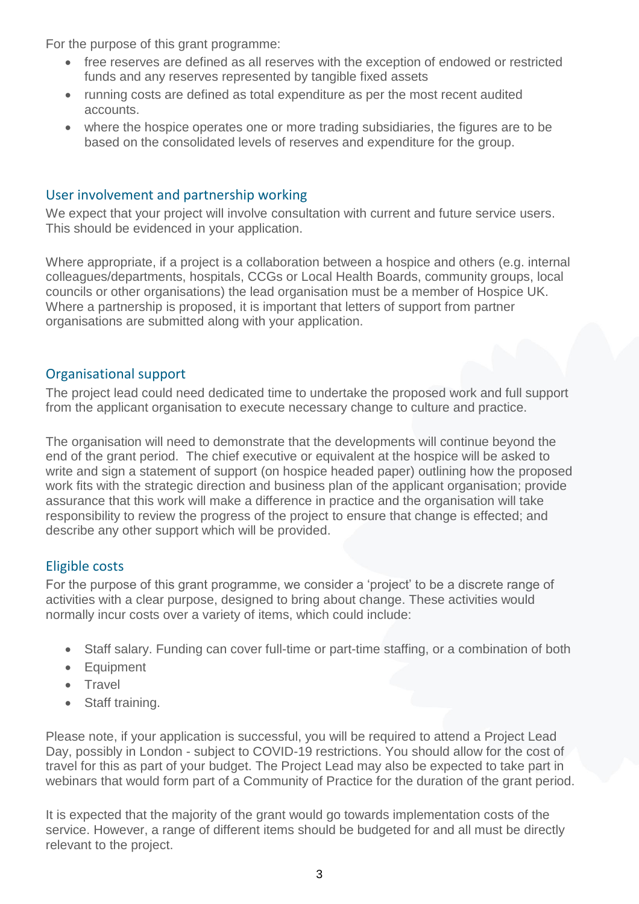For the purpose of this grant programme:

- free reserves are defined as all reserves with the exception of endowed or restricted funds and any reserves represented by tangible fixed assets
- running costs are defined as total expenditure as per the most recent audited accounts.
- where the hospice operates one or more trading subsidiaries, the figures are to be based on the consolidated levels of reserves and expenditure for the group.

## User involvement and partnership working

We expect that your project will involve consultation with current and future service users. This should be evidenced in your application.

Where appropriate, if a project is a collaboration between a hospice and others (e.g. internal colleagues/departments, hospitals, CCGs or Local Health Boards, community groups, local councils or other organisations) the lead organisation must be a member of Hospice UK. Where a partnership is proposed, it is important that letters of support from partner organisations are submitted along with your application.

## Organisational support

The project lead could need dedicated time to undertake the proposed work and full support from the applicant organisation to execute necessary change to culture and practice.

The organisation will need to demonstrate that the developments will continue beyond the end of the grant period. The chief executive or equivalent at the hospice will be asked to write and sign a statement of support (on hospice headed paper) outlining how the proposed work fits with the strategic direction and business plan of the applicant organisation; provide assurance that this work will make a difference in practice and the organisation will take responsibility to review the progress of the project to ensure that change is effected; and describe any other support which will be provided.

## Eligible costs

For the purpose of this grant programme, we consider a 'project' to be a discrete range of activities with a clear purpose, designed to bring about change. These activities would normally incur costs over a variety of items, which could include:

- Staff salary. Funding can cover full-time or part-time staffing, or a combination of both
- Equipment
- Travel
- Staff training.

Please note, if your application is successful, you will be required to attend a Project Lead Day, possibly in London - subject to COVID-19 restrictions. You should allow for the cost of travel for this as part of your budget. The Project Lead may also be expected to take part in webinars that would form part of a Community of Practice for the duration of the grant period.

It is expected that the majority of the grant would go towards implementation costs of the service. However, a range of different items should be budgeted for and all must be directly relevant to the project.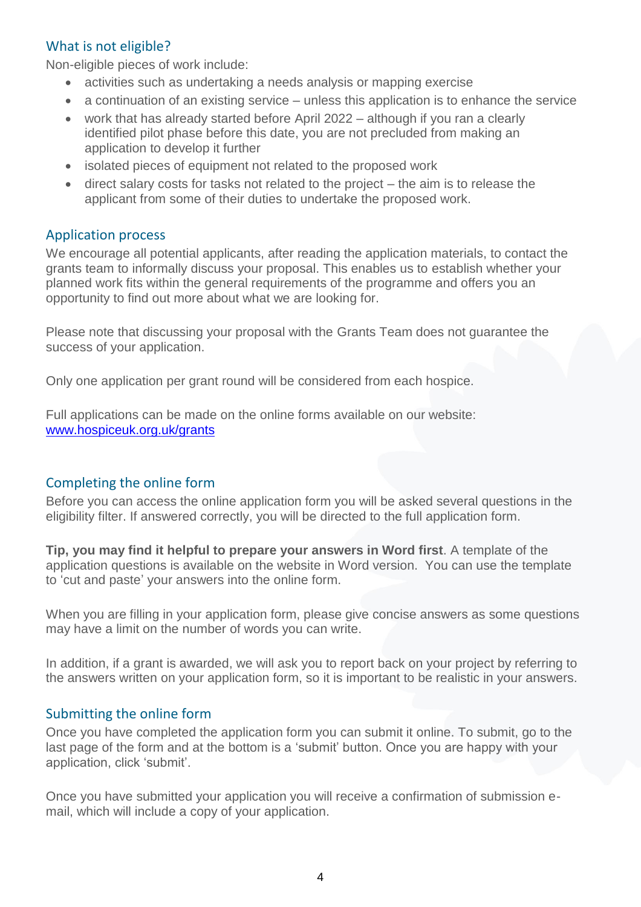## What is not eligible?

Non-eligible pieces of work include:

- activities such as undertaking a needs analysis or mapping exercise
- a continuation of an existing service – unless this application is to enhance the service
- work that has already started before April 2022 – although if you ran a clearly identified pilot phase before this date, you are not precluded from making an application to develop it further
- isolated pieces of equipment not related to the proposed work
- direct salary costs for tasks not related to the project – the aim is to release the applicant from some of their duties to undertake the proposed work.

## Application process

We encourage all potential applicants, after reading the application materials, to contact the grants team to informally discuss your proposal. This enables us to establish whether your planned work fits within the general requirements of the programme and offers you an opportunity to find out more about what we are looking for.

Please note that discussing your proposal with the Grants Team does not guarantee the success of your application.

Only one application per grant round will be considered from each hospice.

Full applications can be made on the online forms available on our website: [www.hospiceuk.org.uk/grants](www.hospiceuk.org.uk/grants)

## Completing the online form

Before you can access the online application form you will be asked several questions in the eligibility filter. If answered correctly, you will be directed to the full application form.

**Tip, you may find it helpful to prepare your answers in Word first**. A template of the application questions is available on the website in Word version. You can use the template to 'cut and paste' your answers into the online form.

When you are filling in your application form, please give concise answers as some questions may have a limit on the number of words you can write.

In addition, if a grant is awarded, we will ask you to report back on your project by referring to the answers written on your application form, so it is important to be realistic in your answers.

## Submitting the online form

Once you have completed the application form you can submit it online. To submit, go to the last page of the form and at the bottom is a 'submit' button. Once you are happy with your application, click 'submit'.

Once you have submitted your application you will receive a confirmation of submission e-mail, which will include a copy of your application.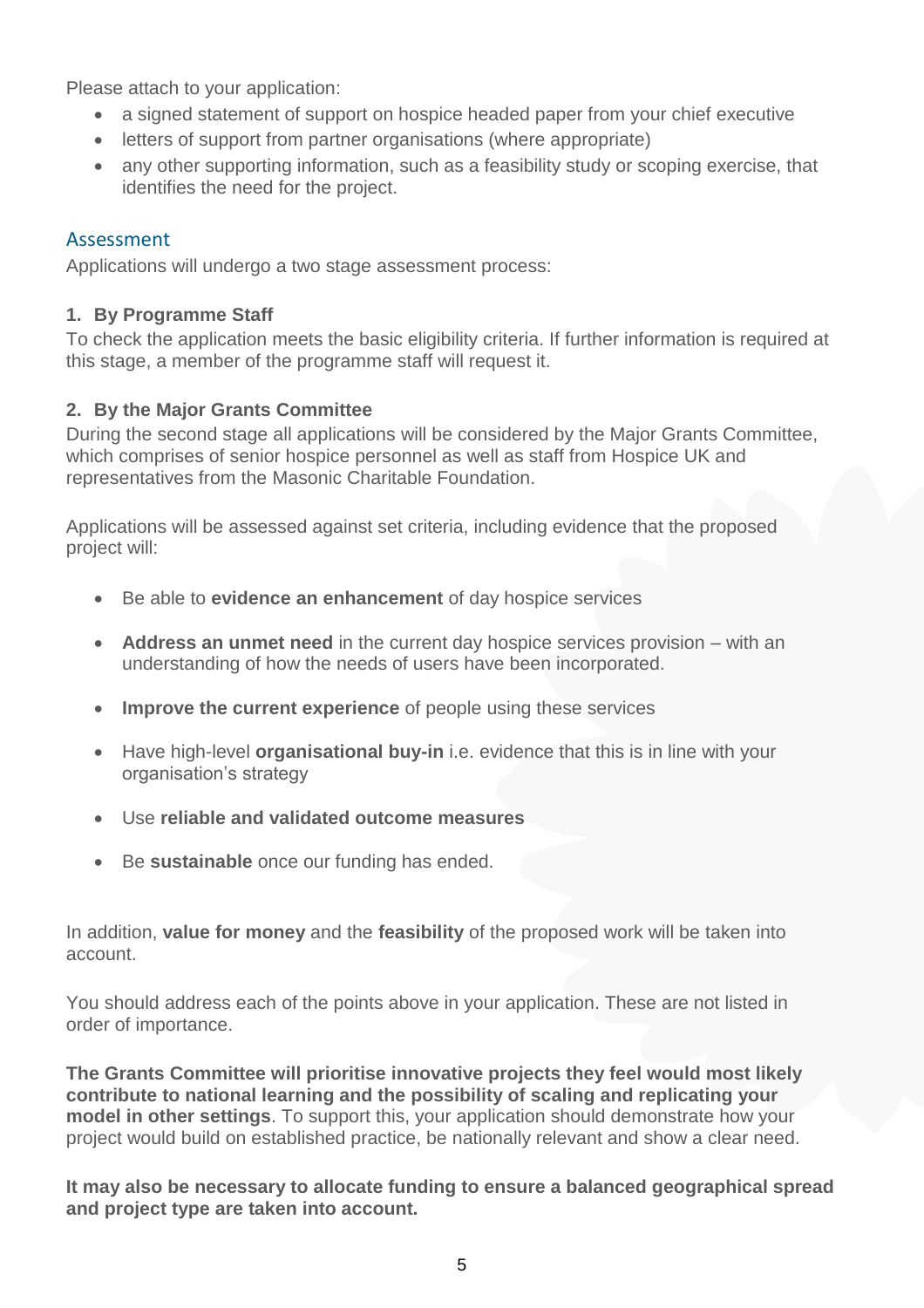Please attach to your application:

- a signed statement of support on hospice headed paper from your chief executive
- letters of support from partner organisations (where appropriate)
- any other supporting information, such as a feasibility study or scoping exercise, that identifies the need for the project.

## Assessment

Applications will undergo a two stage assessment process:

**1. By Programme Staff**

To check the application meets the basic eligibility criteria. If further information is required at this stage, a member of the programme staff will request it.

**2. By the Major Grants Committee**

During the second stage all applications will be considered by the Major Grants Committee, which comprises of senior hospice personnel as well as staff from Hospice UK and representatives from the Masonic Charitable Foundation.

Applications will be assessed against set criteria, including evidence that the proposed project will:

- Be able to **evidence an enhancement** of day hospice services
- **Address an unmet need** in the current day hospice services provision – with an understanding of how the needs of users have been incorporated.
- **Improve the current experience** of people using these services
- Have high-level **organisational buy-in** i.e. evidence that this is in line with your organisation's strategy
- Use **reliable and validated outcome measures**
- Be **sustainable** once our funding has ended.

In addition, **value for money** and the **feasibility** of the proposed work will be taken into account.

You should address each of the points above in your application. These are not listed in order of importance.

**The Grants Committee will prioritise innovative projects they feel would most likely contribute to national learning and the possibility of scaling and replicating your model in other settings**. To support this, your application should demonstrate how your project would build on established practice, be nationally relevant and show a clear need.

**It may also be necessary to allocate funding to ensure a balanced geographical spread and project type are taken into account.**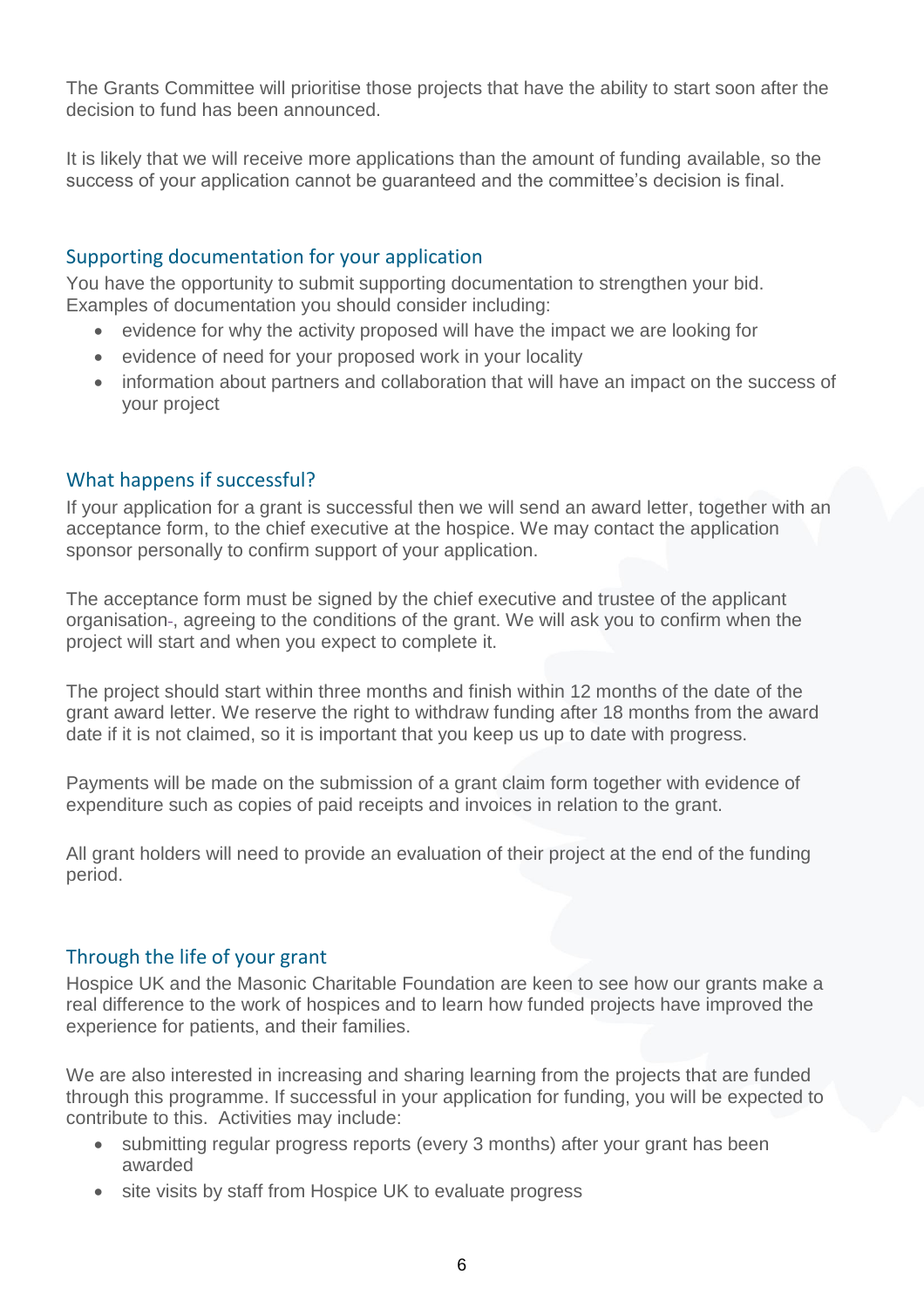The Grants Committee will prioritise those projects that have the ability to start soon after the decision to fund has been announced.

It is likely that we will receive more applications than the amount of funding available, so the success of your application cannot be guaranteed and the committee's decision is final.

## Supporting documentation for your application

You have the opportunity to submit supporting documentation to strengthen your bid. Examples of documentation you should consider including:

- evidence for why the activity proposed will have the impact we are looking for
- evidence of need for your proposed work in your locality
- information about partners and collaboration that will have an impact on the success of your project

## What happens if successful?

If your application for a grant is successful then we will send an award letter, together with an acceptance form, to the chief executive at the hospice. We may contact the application sponsor personally to confirm support of your application.

The acceptance form must be signed by the chief executive and trustee of the applicant organisation-, agreeing to the conditions of the grant. We will ask you to confirm when the project will start and when you expect to complete it.

The project should start within three months and finish within 12 months of the date of the grant award letter. We reserve the right to withdraw funding after 18 months from the award date if it is not claimed, so it is important that you keep us up to date with progress.

Payments will be made on the submission of a grant claim form together with evidence of expenditure such as copies of paid receipts and invoices in relation to the grant.

All grant holders will need to provide an evaluation of their project at the end of the funding period.

## Through the life of your grant

Hospice UK and the Masonic Charitable Foundation are keen to see how our grants make a real difference to the work of hospices and to learn how funded projects have improved the experience for patients, and their families.

We are also interested in increasing and sharing learning from the projects that are funded through this programme. If successful in your application for funding, you will be expected to contribute to this. Activities may include:

- submitting regular progress reports (every 3 months) after your grant has been awarded
- site visits by staff from Hospice UK to evaluate progress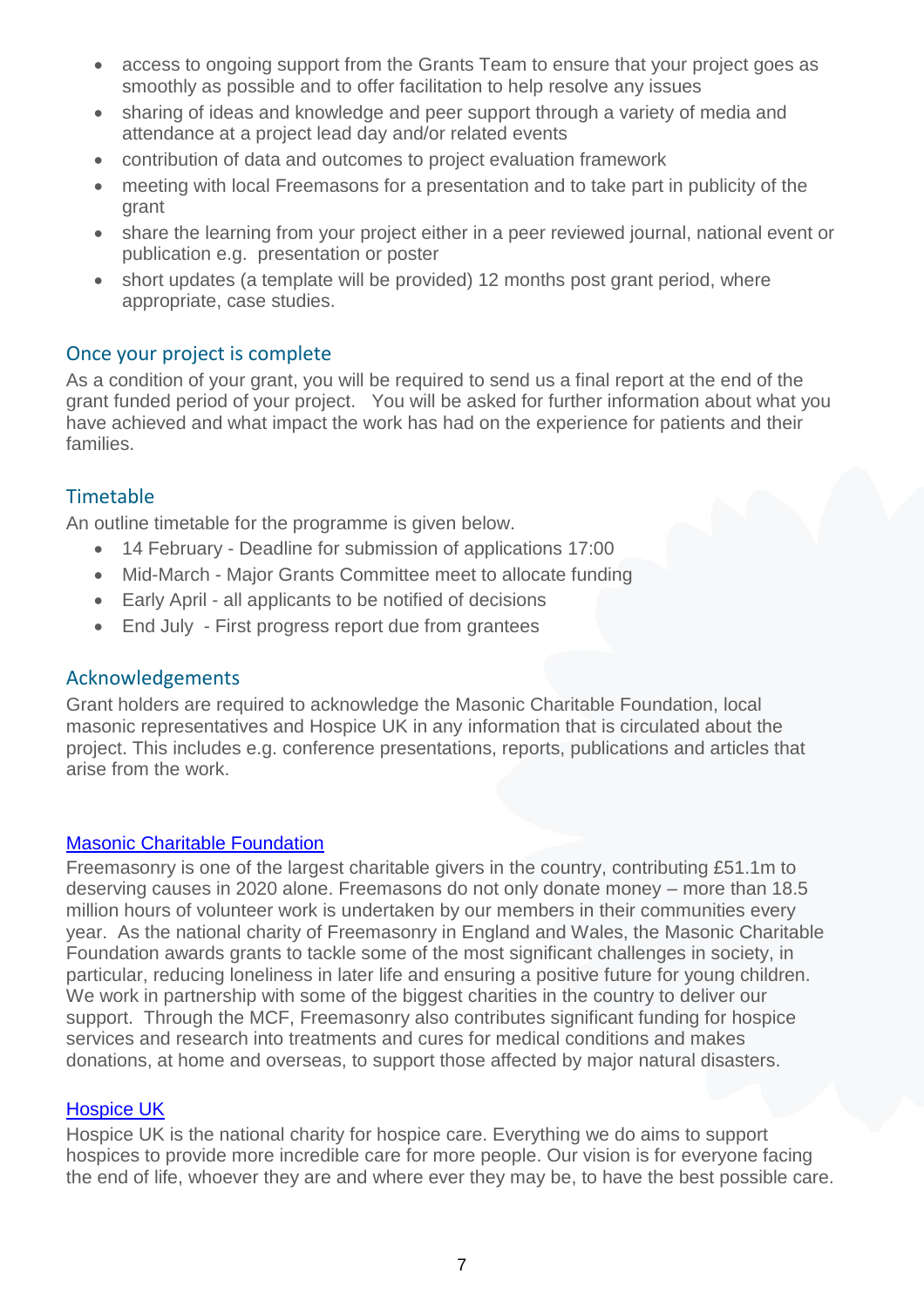- access to ongoing support from the Grants Team to ensure that your project goes as smoothly as possible and to offer facilitation to help resolve any issues
- sharing of ideas and knowledge and peer support through a variety of media and attendance at a project lead day and/or related events
- contribution of data and outcomes to project evaluation framework
- meeting with local Freemasons for a presentation and to take part in publicity of the grant
- share the learning from your project either in a peer reviewed journal, national event or publication e.g. presentation or poster
- short updates (a template will be provided) 12 months post grant period, where appropriate, case studies.

## Once your project is complete

As a condition of your grant, you will be required to send us a final report at the end of the grant funded period of your project. You will be asked for further information about what you have achieved and what impact the work has had on the experience for patients and their families.

## Timetable

An outline timetable for the programme is given below.

- 14 February - Deadline for submission of applications 17:00
- Mid-March - Major Grants Committee meet to allocate funding
- Early April - all applicants to be notified of decisions
- End July - First progress report due from grantees

## Acknowledgements

Grant holders are required to acknowledge the Masonic Charitable Foundation, local masonic representatives and Hospice UK in any information that is circulated about the project. This includes e.g. conference presentations, reports, publications and articles that arise from the work.

## Masonic Charitable Foundation

Freemasonry is one of the largest charitable givers in the country, contributing £51.1m to deserving causes in 2020 alone. Freemasons do not only donate money – more than 18.5 million hours of volunteer work is undertaken by our members in their communities every year. As the national charity of Freemasonry in England and Wales, the Masonic Charitable Foundation awards grants to tackle some of the most significant challenges in society, in particular, reducing loneliness in later life and ensuring a positive future for young children. We work in partnership with some of the biggest charities in the country to deliver our support. Through the MCF, Freemasonry also contributes significant funding for hospice services and research into treatments and cures for medical conditions and makes donations, at home and overseas, to support those affected by major natural disasters.

## Hospice UK

Hospice UK is the national charity for hospice care. Everything we do aims to support hospices to provide more incredible care for more people. Our vision is for everyone facing the end of life, whoever they are and where ever they may be, to have the best possible care.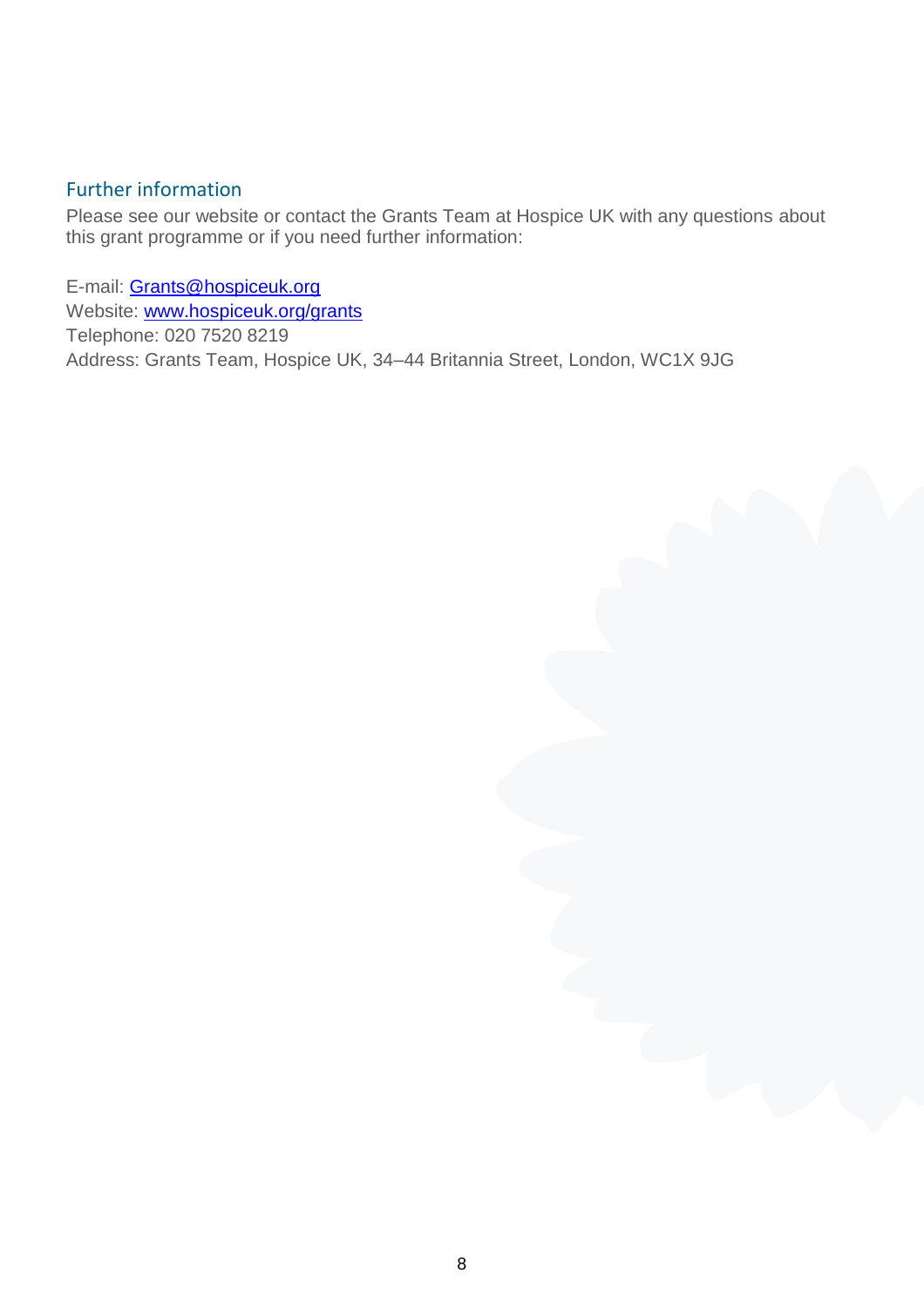## Further information

Please see our website or contact the Grants Team at Hospice UK with any questions about this grant programme or if you need further information:

E-mail: Grants@hospiceuk.org
Website: www.hospiceuk.org/grants
Telephone: 020 7520 8219
Address: Grants Team, Hospice UK, 34–44 Britannia Street, London, WC1X 9JG